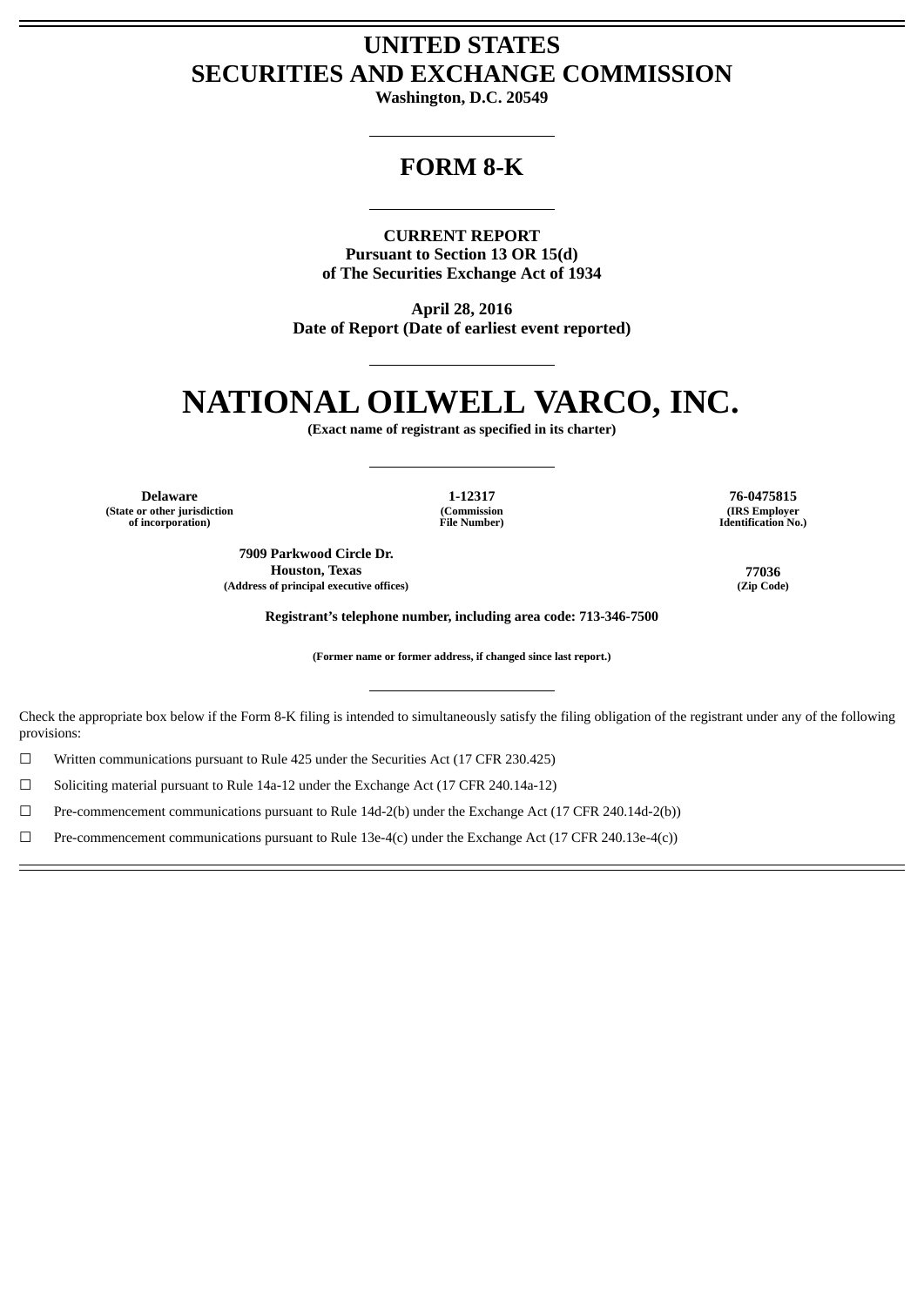# UNITED STATES
# SECURITIES AND EXCHANGE COMMISSION

**Washington, D.C. 20549**

## FORM 8-K

**CURRENT REPORT**
**Pursuant to Section 13 OR 15(d)**
**of The Securities Exchange Act of 1934**

**April 28, 2016**
**Date of Report (Date of earliest event reported)**

# NATIONAL OILWELL VARCO, INC.

**(Exact name of registrant as specified in its charter)**

| **Delaware** | **1-12317** | **76-0475815** |
|---|---|---|
| **(State or other jurisdiction of incorporation)** | **(Commission File Number)** | **(IRS Employer Identification No.)** |

| **7909 Parkwood Circle Dr. Houston, Texas** | **77036** |
|---|---|
| **(Address of principal executive offices)** | **(Zip Code)** |

**Registrant's telephone number, including area code: 713-346-7500**

**(Former name or former address, if changed since last report.)**

Check the appropriate box below if the Form 8-K filing is intended to simultaneously satisfy the filing obligation of the registrant under any of the following provisions:

☐ Written communications pursuant to Rule 425 under the Securities Act (17 CFR 230.425)

☐ Soliciting material pursuant to Rule 14a-12 under the Exchange Act (17 CFR 240.14a-12)

☐ Pre-commencement communications pursuant to Rule 14d-2(b) under the Exchange Act (17 CFR 240.14d-2(b))

☐ Pre-commencement communications pursuant to Rule 13e-4(c) under the Exchange Act (17 CFR 240.13e-4(c))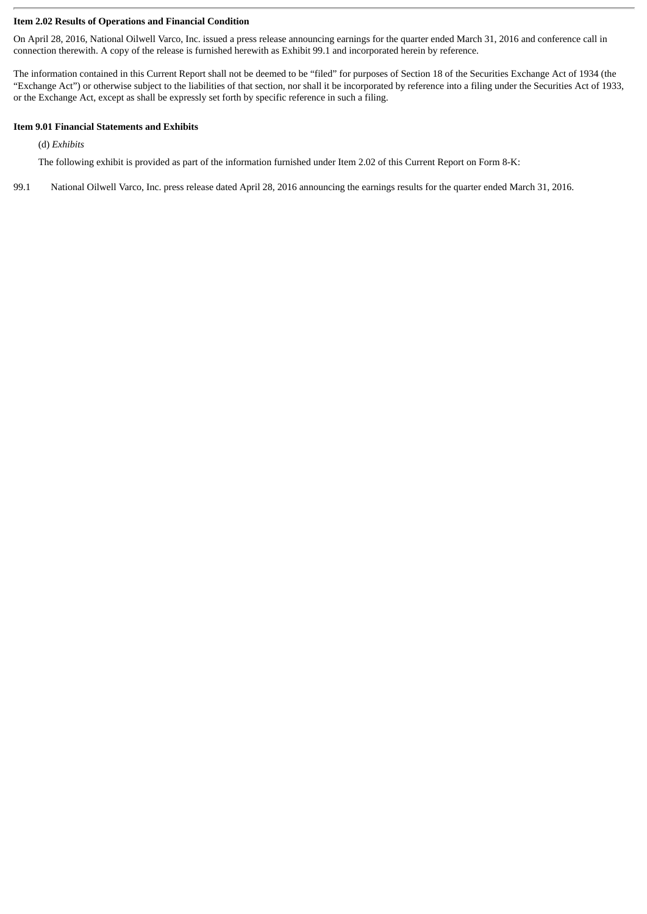**Item 2.02 Results of Operations and Financial Condition**

On April 28, 2016, National Oilwell Varco, Inc. issued a press release announcing earnings for the quarter ended March 31, 2016 and conference call in connection therewith. A copy of the release is furnished herewith as Exhibit 99.1 and incorporated herein by reference.

The information contained in this Current Report shall not be deemed to be "filed" for purposes of Section 18 of the Securities Exchange Act of 1934 (the "Exchange Act") or otherwise subject to the liabilities of that section, nor shall it be incorporated by reference into a filing under the Securities Act of 1933, or the Exchange Act, except as shall be expressly set forth by specific reference in such a filing.

**Item 9.01 Financial Statements and Exhibits**

(d) *Exhibits*

The following exhibit is provided as part of the information furnished under Item 2.02 of this Current Report on Form 8-K:

99.1 National Oilwell Varco, Inc. press release dated April 28, 2016 announcing the earnings results for the quarter ended March 31, 2016.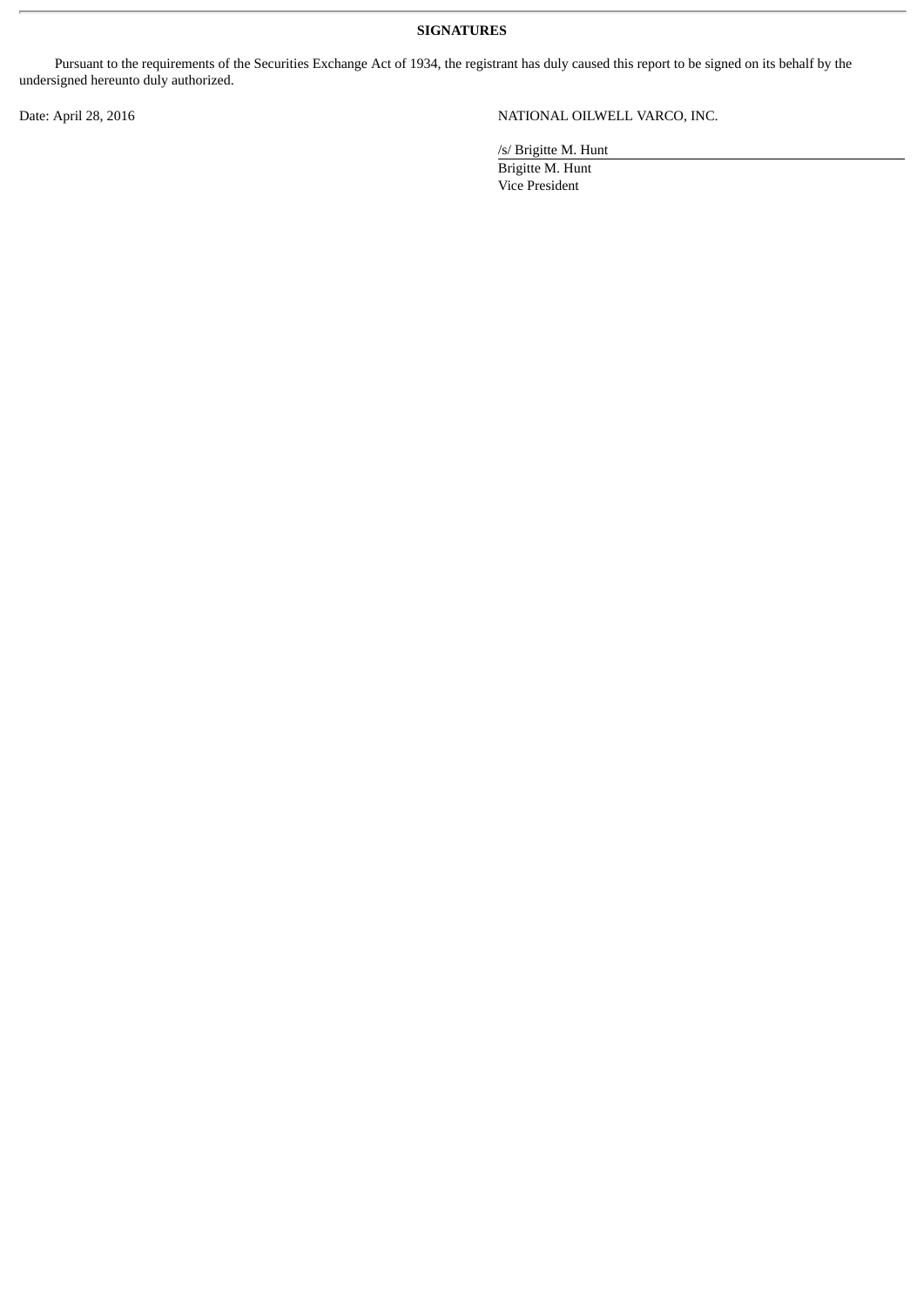**SIGNATURES**

Pursuant to the requirements of the Securities Exchange Act of 1934, the registrant has duly caused this report to be signed on its behalf by the undersigned hereunto duly authorized.

Date: April 28, 2016

NATIONAL OILWELL VARCO, INC.

/s/ Brigitte M. Hunt

Brigitte M. Hunt
Vice President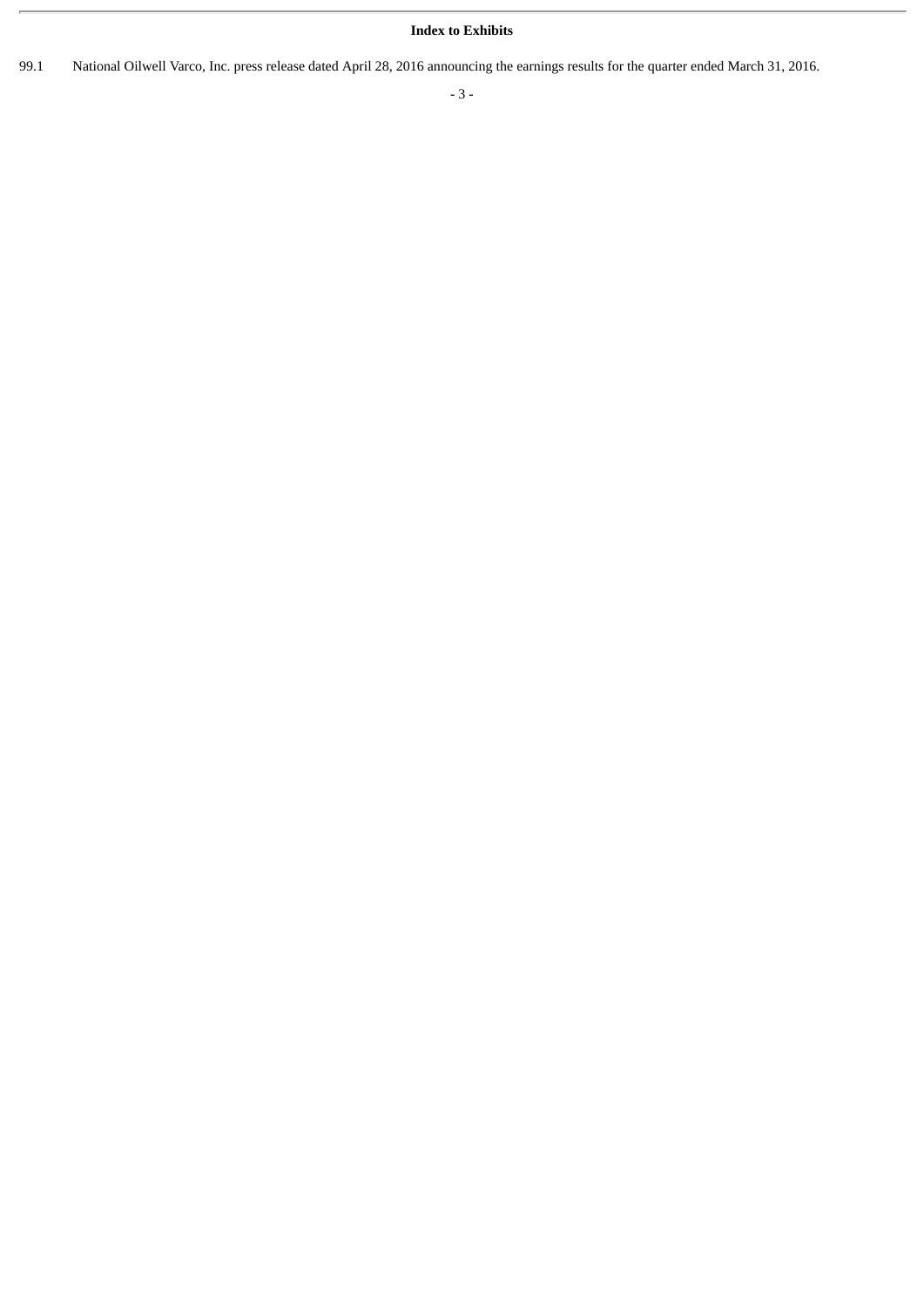**Index to Exhibits**

| | |
|---|---|
| 99.1 | National Oilwell Varco, Inc. press release dated April 28, 2016 announcing the earnings results for the quarter ended March 31, 2016. |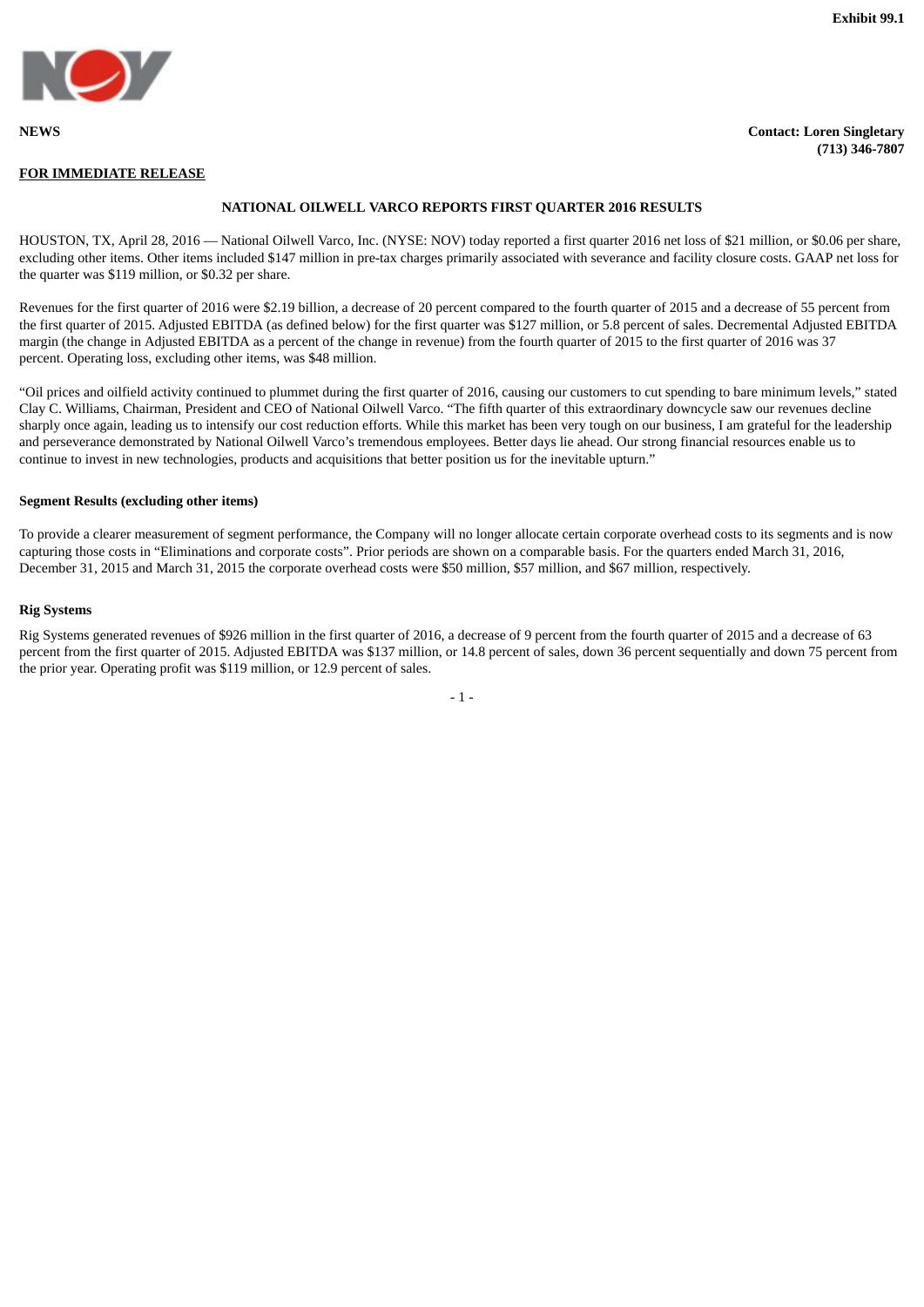**Exhibit 99.1**

**NEWS** **Contact: Loren Singletary (713) 346-7807**

**FOR IMMEDIATE RELEASE**

## NATIONAL OILWELL VARCO REPORTS FIRST QUARTER 2016 RESULTS

HOUSTON, TX, April 28, 2016 — National Oilwell Varco, Inc. (NYSE: NOV) today reported a first quarter 2016 net loss of $21 million, or $0.06 per share, excluding other items. Other items included $147 million in pre-tax charges primarily associated with severance and facility closure costs. GAAP net loss for the quarter was $119 million, or $0.32 per share.

Revenues for the first quarter of 2016 were $2.19 billion, a decrease of 20 percent compared to the fourth quarter of 2015 and a decrease of 55 percent from the first quarter of 2015. Adjusted EBITDA (as defined below) for the first quarter was $127 million, or 5.8 percent of sales. Decremental Adjusted EBITDA margin (the change in Adjusted EBITDA as a percent of the change in revenue) from the fourth quarter of 2015 to the first quarter of 2016 was 37 percent. Operating loss, excluding other items, was $48 million.

"Oil prices and oilfield activity continued to plummet during the first quarter of 2016, causing our customers to cut spending to bare minimum levels," stated Clay C. Williams, Chairman, President and CEO of National Oilwell Varco. "The fifth quarter of this extraordinary downcycle saw our revenues decline sharply once again, leading us to intensify our cost reduction efforts. While this market has been very tough on our business, I am grateful for the leadership and perseverance demonstrated by National Oilwell Varco's tremendous employees. Better days lie ahead. Our strong financial resources enable us to continue to invest in new technologies, products and acquisitions that better position us for the inevitable upturn."

### Segment Results (excluding other items)

To provide a clearer measurement of segment performance, the Company will no longer allocate certain corporate overhead costs to its segments and is now capturing those costs in "Eliminations and corporate costs". Prior periods are shown on a comparable basis. For the quarters ended March 31, 2016, December 31, 2015 and March 31, 2015 the corporate overhead costs were $50 million, $57 million, and $67 million, respectively.

### Rig Systems

Rig Systems generated revenues of $926 million in the first quarter of 2016, a decrease of 9 percent from the fourth quarter of 2015 and a decrease of 63 percent from the first quarter of 2015. Adjusted EBITDA was $137 million, or 14.8 percent of sales, down 36 percent sequentially and down 75 percent from the prior year. Operating profit was $119 million, or 12.9 percent of sales.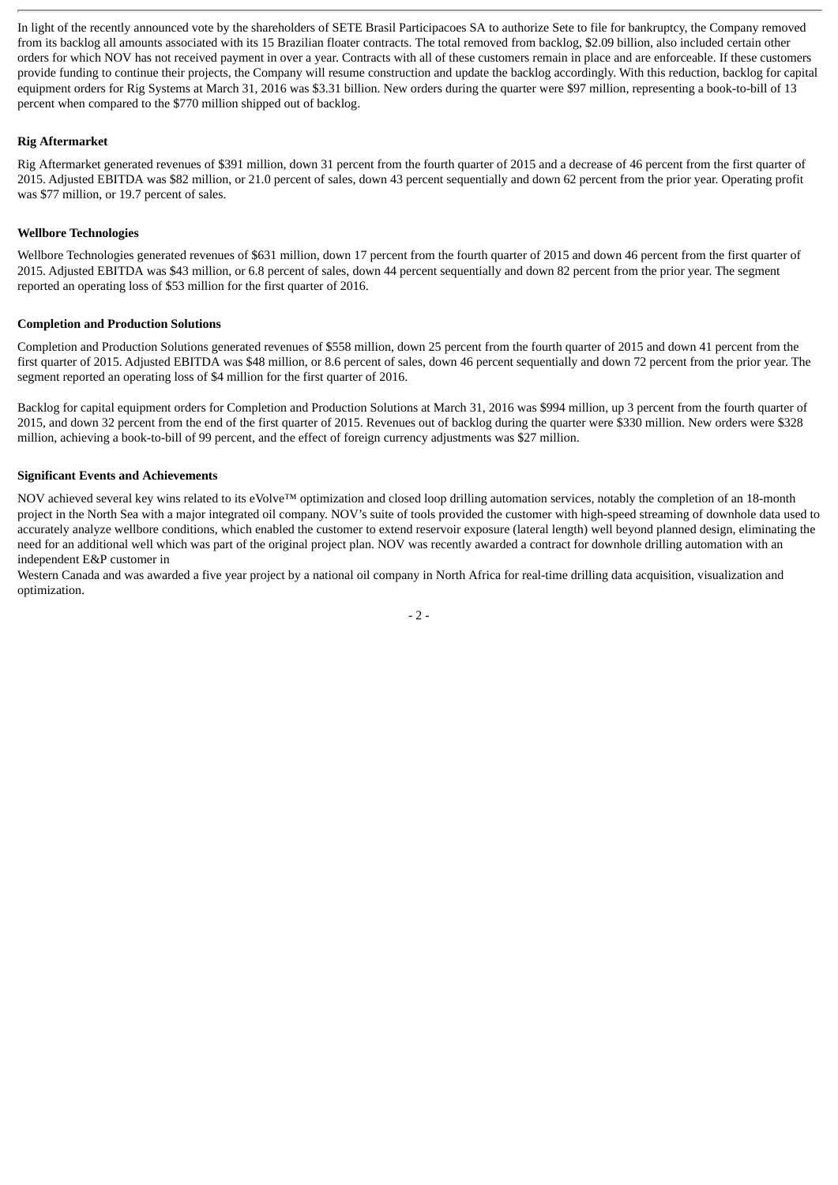In light of the recently announced vote by the shareholders of SETE Brasil Participacoes SA to authorize Sete to file for bankruptcy, the Company removed from its backlog all amounts associated with its 15 Brazilian floater contracts. The total removed from backlog, $2.09 billion, also included certain other orders for which NOV has not received payment in over a year. Contracts with all of these customers remain in place and are enforceable. If these customers provide funding to continue their projects, the Company will resume construction and update the backlog accordingly. With this reduction, backlog for capital equipment orders for Rig Systems at March 31, 2016 was $3.31 billion. New orders during the quarter were $97 million, representing a book-to-bill of 13 percent when compared to the $770 million shipped out of backlog.

**Rig Aftermarket**

Rig Aftermarket generated revenues of $391 million, down 31 percent from the fourth quarter of 2015 and a decrease of 46 percent from the first quarter of 2015. Adjusted EBITDA was $82 million, or 21.0 percent of sales, down 43 percent sequentially and down 62 percent from the prior year. Operating profit was $77 million, or 19.7 percent of sales.

**Wellbore Technologies**

Wellbore Technologies generated revenues of $631 million, down 17 percent from the fourth quarter of 2015 and down 46 percent from the first quarter of 2015. Adjusted EBITDA was $43 million, or 6.8 percent of sales, down 44 percent sequentially and down 82 percent from the prior year. The segment reported an operating loss of $53 million for the first quarter of 2016.

**Completion and Production Solutions**

Completion and Production Solutions generated revenues of $558 million, down 25 percent from the fourth quarter of 2015 and down 41 percent from the first quarter of 2015. Adjusted EBITDA was $48 million, or 8.6 percent of sales, down 46 percent sequentially and down 72 percent from the prior year. The segment reported an operating loss of $4 million for the first quarter of 2016.

Backlog for capital equipment orders for Completion and Production Solutions at March 31, 2016 was $994 million, up 3 percent from the fourth quarter of 2015, and down 32 percent from the end of the first quarter of 2015. Revenues out of backlog during the quarter were $330 million. New orders were $328 million, achieving a book-to-bill of 99 percent, and the effect of foreign currency adjustments was $27 million.

**Significant Events and Achievements**

NOV achieved several key wins related to its eVolve™ optimization and closed loop drilling automation services, notably the completion of an 18-month project in the North Sea with a major integrated oil company. NOV's suite of tools provided the customer with high-speed streaming of downhole data used to accurately analyze wellbore conditions, which enabled the customer to extend reservoir exposure (lateral length) well beyond planned design, eliminating the need for an additional well which was part of the original project plan. NOV was recently awarded a contract for downhole drilling automation with an independent E&P customer in Western Canada and was awarded a five year project by a national oil company in North Africa for real-time drilling data acquisition, visualization and optimization.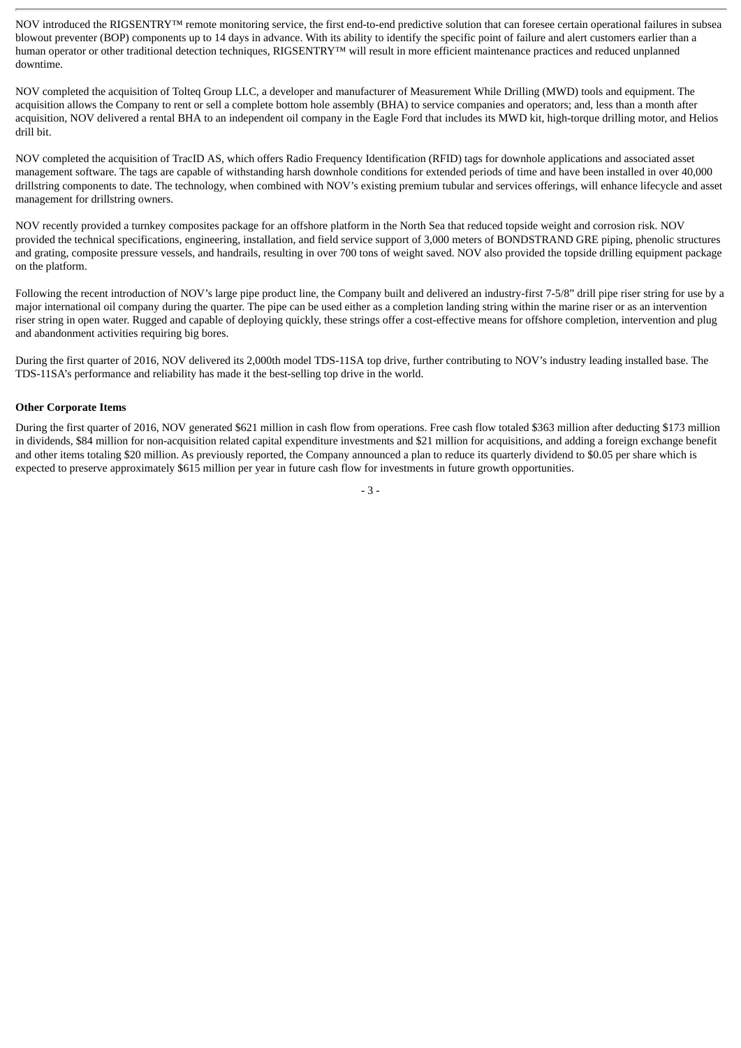NOV introduced the RIGSENTRY™ remote monitoring service, the first end-to-end predictive solution that can foresee certain operational failures in subsea blowout preventer (BOP) components up to 14 days in advance. With its ability to identify the specific point of failure and alert customers earlier than a human operator or other traditional detection techniques, RIGSENTRY™ will result in more efficient maintenance practices and reduced unplanned downtime.

NOV completed the acquisition of Tolteq Group LLC, a developer and manufacturer of Measurement While Drilling (MWD) tools and equipment. The acquisition allows the Company to rent or sell a complete bottom hole assembly (BHA) to service companies and operators; and, less than a month after acquisition, NOV delivered a rental BHA to an independent oil company in the Eagle Ford that includes its MWD kit, high-torque drilling motor, and Helios drill bit.

NOV completed the acquisition of TracID AS, which offers Radio Frequency Identification (RFID) tags for downhole applications and associated asset management software. The tags are capable of withstanding harsh downhole conditions for extended periods of time and have been installed in over 40,000 drillstring components to date. The technology, when combined with NOV's existing premium tubular and services offerings, will enhance lifecycle and asset management for drillstring owners.

NOV recently provided a turnkey composites package for an offshore platform in the North Sea that reduced topside weight and corrosion risk. NOV provided the technical specifications, engineering, installation, and field service support of 3,000 meters of BONDSTRAND GRE piping, phenolic structures and grating, composite pressure vessels, and handrails, resulting in over 700 tons of weight saved. NOV also provided the topside drilling equipment package on the platform.

Following the recent introduction of NOV's large pipe product line, the Company built and delivered an industry-first 7-5/8" drill pipe riser string for use by a major international oil company during the quarter. The pipe can be used either as a completion landing string within the marine riser or as an intervention riser string in open water. Rugged and capable of deploying quickly, these strings offer a cost-effective means for offshore completion, intervention and plug and abandonment activities requiring big bores.

During the first quarter of 2016, NOV delivered its 2,000th model TDS-11SA top drive, further contributing to NOV's industry leading installed base. The TDS-11SA's performance and reliability has made it the best-selling top drive in the world.

**Other Corporate Items**

During the first quarter of 2016, NOV generated $621 million in cash flow from operations. Free cash flow totaled $363 million after deducting $173 million in dividends, $84 million for non-acquisition related capital expenditure investments and $21 million for acquisitions, and adding a foreign exchange benefit and other items totaling $20 million. As previously reported, the Company announced a plan to reduce its quarterly dividend to $0.05 per share which is expected to preserve approximately $615 million per year in future cash flow for investments in future growth opportunities.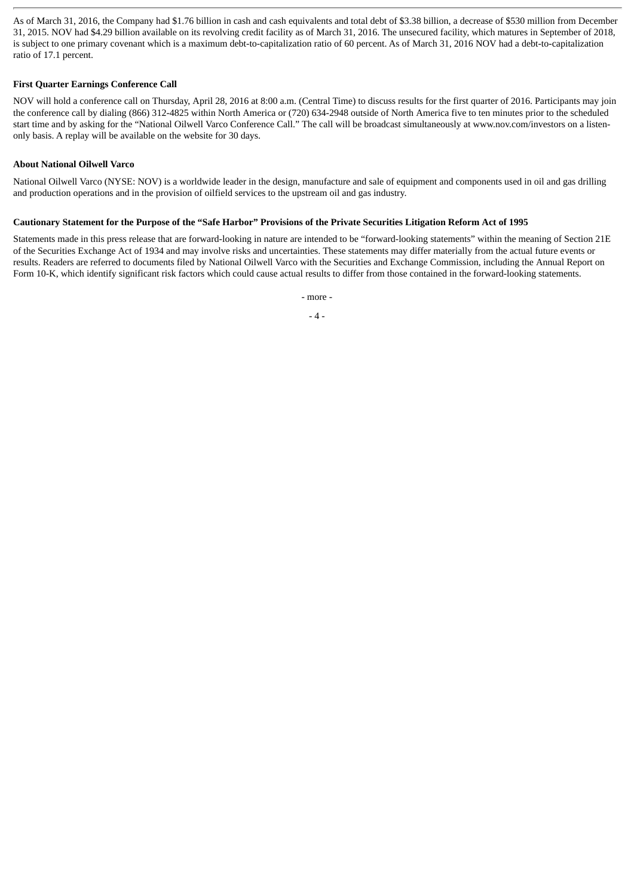As of March 31, 2016, the Company had $1.76 billion in cash and cash equivalents and total debt of $3.38 billion, a decrease of $530 million from December 31, 2015. NOV had $4.29 billion available on its revolving credit facility as of March 31, 2016. The unsecured facility, which matures in September of 2018, is subject to one primary covenant which is a maximum debt-to-capitalization ratio of 60 percent. As of March 31, 2016 NOV had a debt-to-capitalization ratio of 17.1 percent.

**First Quarter Earnings Conference Call**

NOV will hold a conference call on Thursday, April 28, 2016 at 8:00 a.m. (Central Time) to discuss results for the first quarter of 2016. Participants may join the conference call by dialing (866) 312-4825 within North America or (720) 634-2948 outside of North America five to ten minutes prior to the scheduled start time and by asking for the "National Oilwell Varco Conference Call." The call will be broadcast simultaneously at www.nov.com/investors on a listen-only basis. A replay will be available on the website for 30 days.

**About National Oilwell Varco**

National Oilwell Varco (NYSE: NOV) is a worldwide leader in the design, manufacture and sale of equipment and components used in oil and gas drilling and production operations and in the provision of oilfield services to the upstream oil and gas industry.

**Cautionary Statement for the Purpose of the "Safe Harbor" Provisions of the Private Securities Litigation Reform Act of 1995**

Statements made in this press release that are forward-looking in nature are intended to be "forward-looking statements" within the meaning of Section 21E of the Securities Exchange Act of 1934 and may involve risks and uncertainties. These statements may differ materially from the actual future events or results. Readers are referred to documents filed by National Oilwell Varco with the Securities and Exchange Commission, including the Annual Report on Form 10-K, which identify significant risk factors which could cause actual results to differ from those contained in the forward-looking statements.

- more -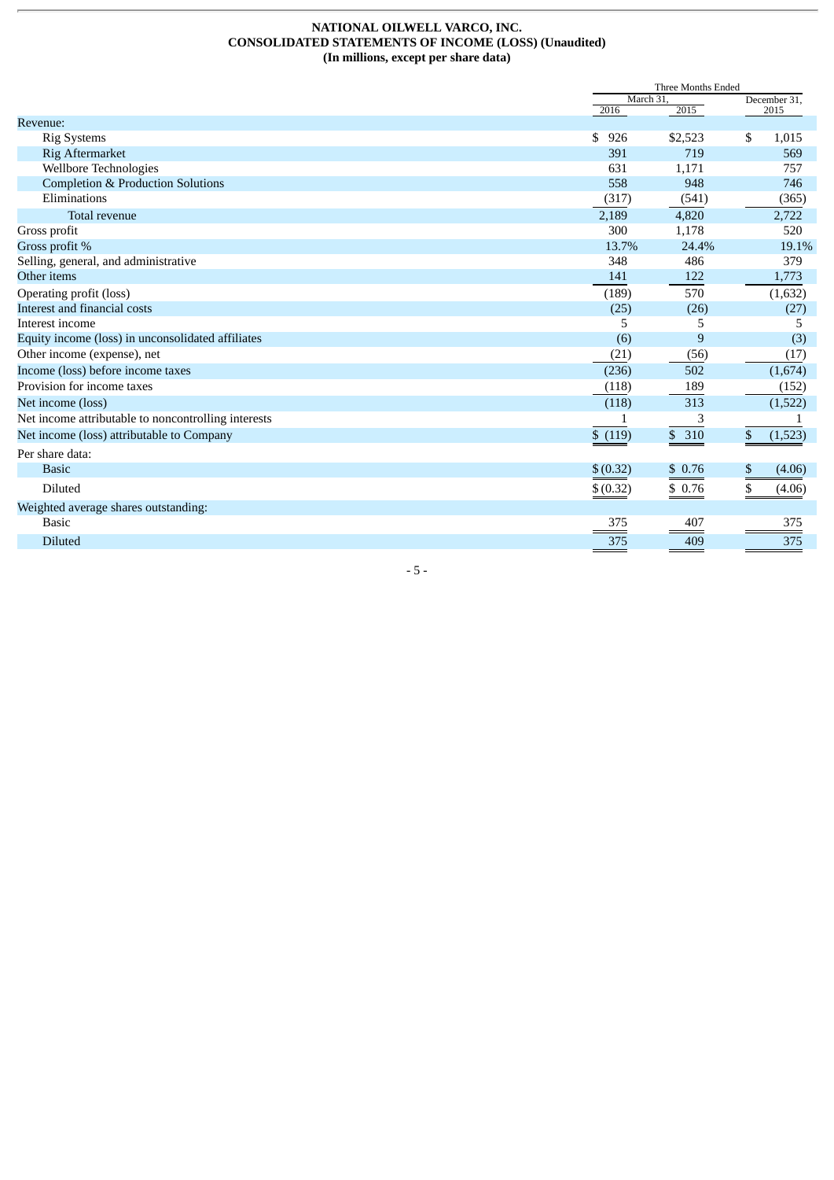# NATIONAL OILWELL VARCO, INC.
## CONSOLIDATED STATEMENTS OF INCOME (LOSS) (Unaudited)
### (In millions, except per share data)

| | Three Months Ended | | |
|---|---|---|---|
| | March 31, | | December 31, |
| | 2016 | 2015 | 2015 |
| Revenue: | | | |
| Rig Systems | $ 926 | $2,523 | $ 1,015 |
| Rig Aftermarket | 391 | 719 | 569 |
| Wellbore Technologies | 631 | 1,171 | 757 |
| Completion & Production Solutions | 558 | 948 | 746 |
| Eliminations | (317) | (541) | (365) |
| Total revenue | 2,189 | 4,820 | 2,722 |
| Gross profit | 300 | 1,178 | 520 |
| Gross profit % | 13.7% | 24.4% | 19.1% |
| Selling, general, and administrative | 348 | 486 | 379 |
| Other items | 141 | 122 | 1,773 |
| Operating profit (loss) | (189) | 570 | (1,632) |
| Interest and financial costs | (25) | (26) | (27) |
| Interest income | 5 | 5 | 5 |
| Equity income (loss) in unconsolidated affiliates | (6) | 9 | (3) |
| Other income (expense), net | (21) | (56) | (17) |
| Income (loss) before income taxes | (236) | 502 | (1,674) |
| Provision for income taxes | (118) | 189 | (152) |
| Net income (loss) | (118) | 313 | (1,522) |
| Net income attributable to noncontrolling interests | 1 | 3 | 1 |
| Net income (loss) attributable to Company | $ (119) | $ 310 | $ (1,523) |
| Per share data: | | | |
| Basic | $ (0.32) | $ 0.76 | $ (4.06) |
| Diluted | $ (0.32) | $ 0.76 | $ (4.06) |
| Weighted average shares outstanding: | | | |
| Basic | 375 | 407 | 375 |
| Diluted | 375 | 409 | 375 |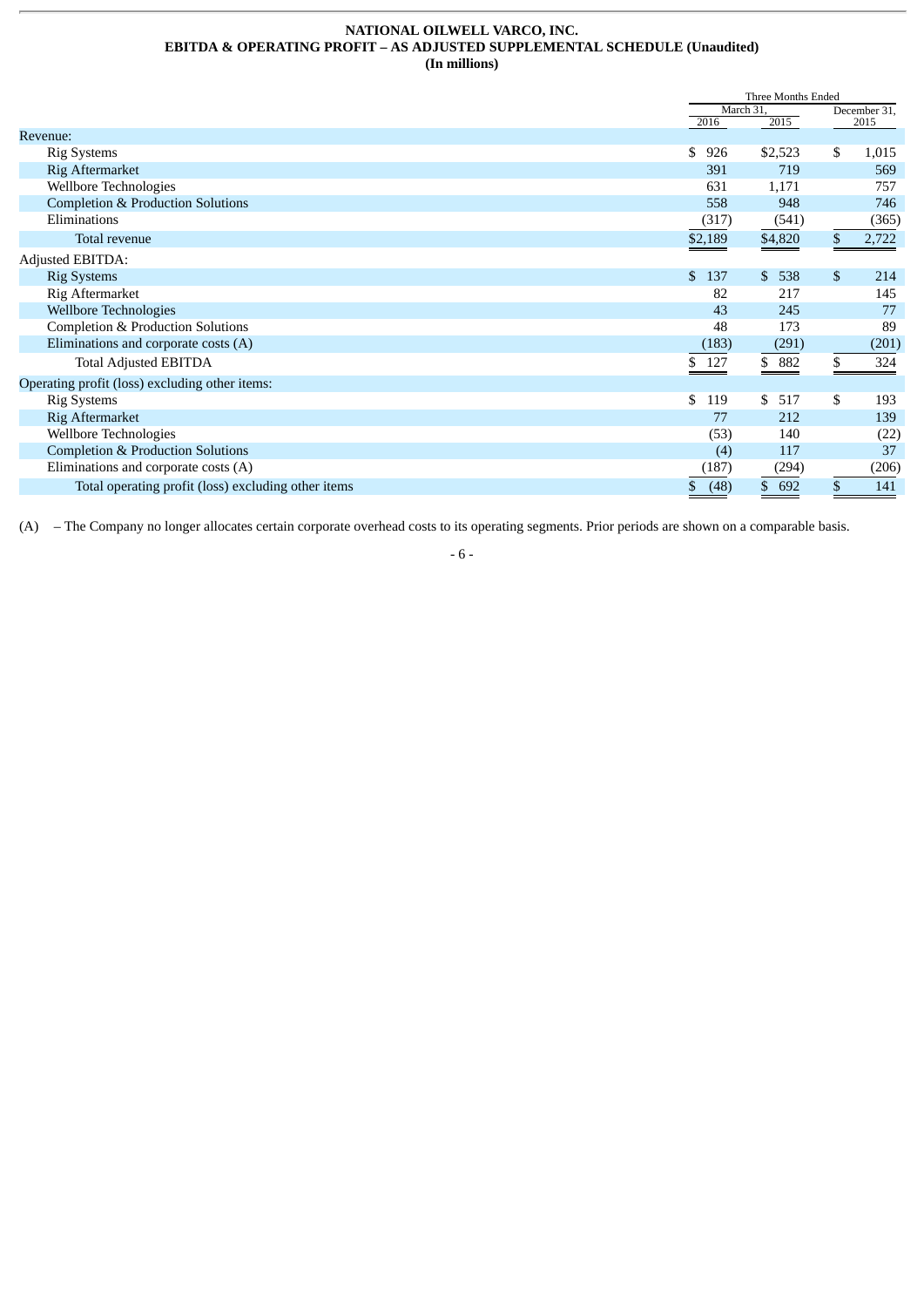**NATIONAL OILWELL VARCO, INC.**
**EBITDA & OPERATING PROFIT – AS ADJUSTED SUPPLEMENTAL SCHEDULE (Unaudited)**
**(In millions)**

| | Three Months Ended | | |
|---|---|---|---|
| | March 31, | | December 31, |
| | 2016 | 2015 | 2015 |
| Revenue: | | | |
| Rig Systems | $ 926 | $2,523 | $ 1,015 |
| Rig Aftermarket | 391 | 719 | 569 |
| Wellbore Technologies | 631 | 1,171 | 757 |
| Completion & Production Solutions | 558 | 948 | 746 |
| Eliminations | (317) | (541) | (365) |
| Total revenue | $2,189 | $4,820 | $ 2,722 |
| Adjusted EBITDA: | | | |
| Rig Systems | $ 137 | $ 538 | $ 214 |
| Rig Aftermarket | 82 | 217 | 145 |
| Wellbore Technologies | 43 | 245 | 77 |
| Completion & Production Solutions | 48 | 173 | 89 |
| Eliminations and corporate costs (A) | (183) | (291) | (201) |
| Total Adjusted EBITDA | $ 127 | $ 882 | $ 324 |
| Operating profit (loss) excluding other items: | | | |
| Rig Systems | $ 119 | $ 517 | $ 193 |
| Rig Aftermarket | 77 | 212 | 139 |
| Wellbore Technologies | (53) | 140 | (22) |
| Completion & Production Solutions | (4) | 117 | 37 |
| Eliminations and corporate costs (A) | (187) | (294) | (206) |
| Total operating profit (loss) excluding other items | $ (48) | $ 692 | $ 141 |

(A) – The Company no longer allocates certain corporate overhead costs to its operating segments. Prior periods are shown on a comparable basis.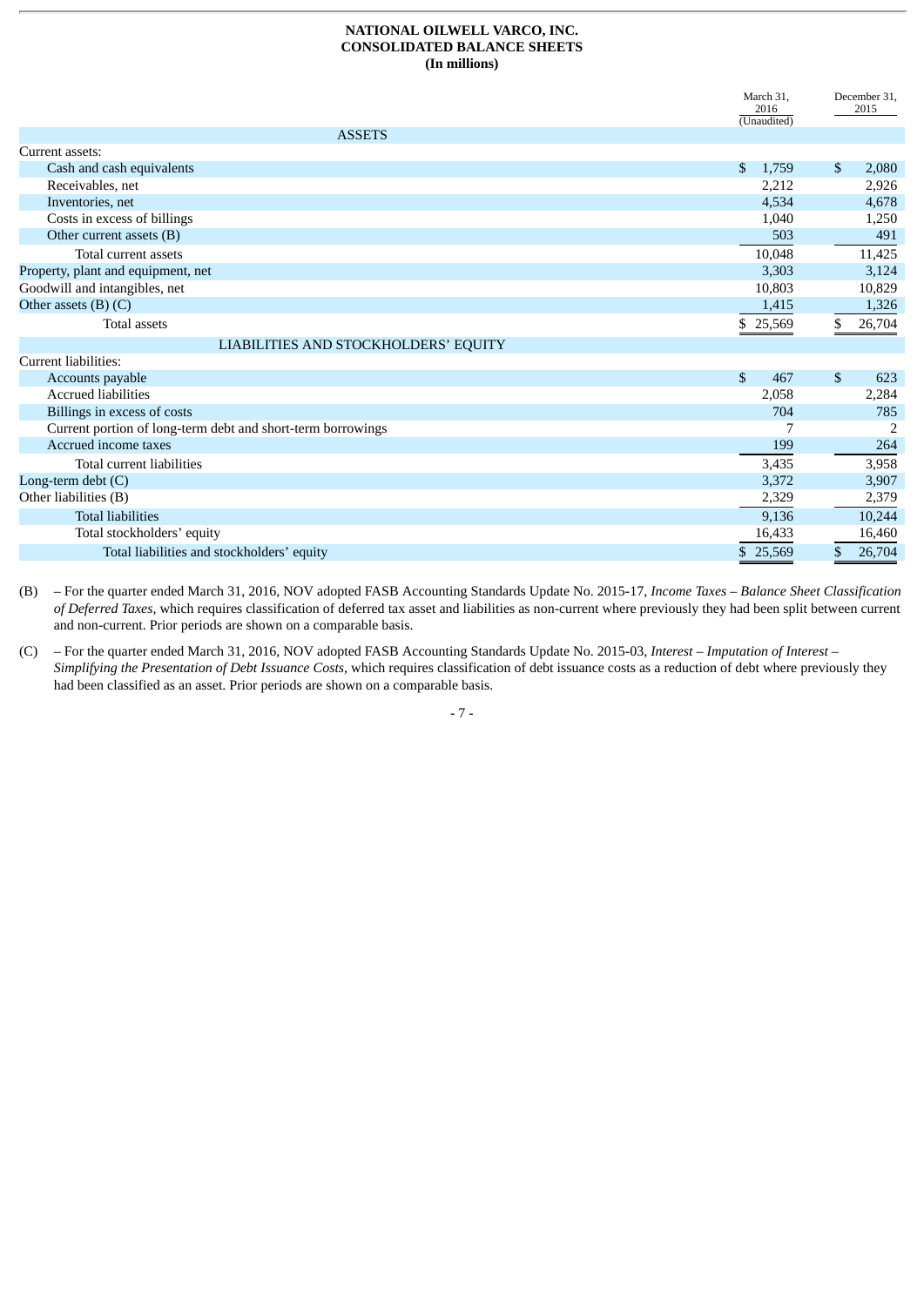**NATIONAL OILWELL VARCO, INC.**
**CONSOLIDATED BALANCE SHEETS**
**(In millions)**

| | March 31, 2016 (Unaudited) | December 31, 2015 |
|---|---|---|
| **ASSETS** | | |
| Current assets: | | |
| Cash and cash equivalents | $ 1,759 | $ 2,080 |
| Receivables, net | 2,212 | 2,926 |
| Inventories, net | 4,534 | 4,678 |
| Costs in excess of billings | 1,040 | 1,250 |
| Other current assets (B) | 503 | 491 |
| Total current assets | 10,048 | 11,425 |
| Property, plant and equipment, net | 3,303 | 3,124 |
| Goodwill and intangibles, net | 10,803 | 10,829 |
| Other assets (B) (C) | 1,415 | 1,326 |
| Total assets | $ 25,569 | $ 26,704 |
| **LIABILITIES AND STOCKHOLDERS' EQUITY** | | |
| Current liabilities: | | |
| Accounts payable | $ 467 | $ 623 |
| Accrued liabilities | 2,058 | 2,284 |
| Billings in excess of costs | 704 | 785 |
| Current portion of long-term debt and short-term borrowings | 7 | 2 |
| Accrued income taxes | 199 | 264 |
| Total current liabilities | 3,435 | 3,958 |
| Long-term debt (C) | 3,372 | 3,907 |
| Other liabilities (B) | 2,329 | 2,379 |
| Total liabilities | 9,136 | 10,244 |
| Total stockholders' equity | 16,433 | 16,460 |
| Total liabilities and stockholders' equity | $ 25,569 | $ 26,704 |

(B) – For the quarter ended March 31, 2016, NOV adopted FASB Accounting Standards Update No. 2015-17, *Income Taxes – Balance Sheet Classification of Deferred Taxes*, which requires classification of deferred tax asset and liabilities as non-current where previously they had been split between current and non-current. Prior periods are shown on a comparable basis.

(C) – For the quarter ended March 31, 2016, NOV adopted FASB Accounting Standards Update No. 2015-03, *Interest – Imputation of Interest – Simplifying the Presentation of Debt Issuance Costs*, which requires classification of debt issuance costs as a reduction of debt where previously they had been classified as an asset. Prior periods are shown on a comparable basis.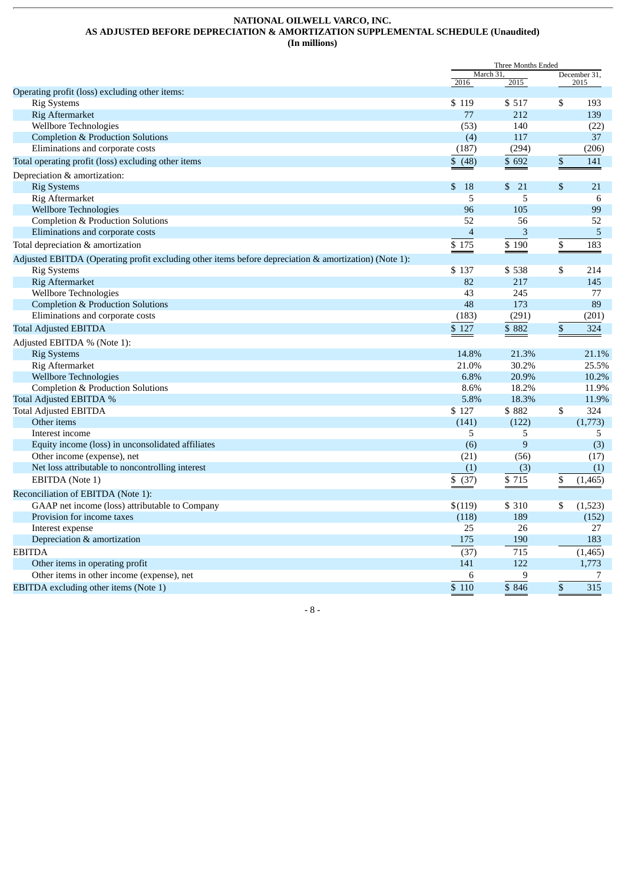**NATIONAL OILWELL VARCO, INC.**
**AS ADJUSTED BEFORE DEPRECIATION & AMORTIZATION SUPPLEMENTAL SCHEDULE (Unaudited)**
**(In millions)**

| | Three Months Ended | | |
|---|---|---|---|
| | March 31, | | December 31, |
| | 2016 | 2015 | 2015 |
| Operating profit (loss) excluding other items: | | | |
| Rig Systems | $ 119 | $ 517 | $ 193 |
| Rig Aftermarket | 77 | 212 | 139 |
| Wellbore Technologies | (53) | 140 | (22) |
| Completion & Production Solutions | (4) | 117 | 37 |
| Eliminations and corporate costs | (187) | (294) | (206) |
| Total operating profit (loss) excluding other items | $ (48) | $ 692 | $ 141 |
| Depreciation & amortization: | | | |
| Rig Systems | $ 18 | $ 21 | $ 21 |
| Rig Aftermarket | 5 | 5 | 6 |
| Wellbore Technologies | 96 | 105 | 99 |
| Completion & Production Solutions | 52 | 56 | 52 |
| Eliminations and corporate costs | 4 | 3 | 5 |
| Total depreciation & amortization | $ 175 | $ 190 | $ 183 |
| Adjusted EBITDA (Operating profit excluding other items before depreciation & amortization) (Note 1): | | | |
| Rig Systems | $ 137 | $ 538 | $ 214 |
| Rig Aftermarket | 82 | 217 | 145 |
| Wellbore Technologies | 43 | 245 | 77 |
| Completion & Production Solutions | 48 | 173 | 89 |
| Eliminations and corporate costs | (183) | (291) | (201) |
| Total Adjusted EBITDA | $ 127 | $ 882 | $ 324 |
| Adjusted EBITDA % (Note 1): | | | |
| Rig Systems | 14.8% | 21.3% | 21.1% |
| Rig Aftermarket | 21.0% | 30.2% | 25.5% |
| Wellbore Technologies | 6.8% | 20.9% | 10.2% |
| Completion & Production Solutions | 8.6% | 18.2% | 11.9% |
| Total Adjusted EBITDA % | 5.8% | 18.3% | 11.9% |
| Total Adjusted EBITDA | $ 127 | $ 882 | $ 324 |
| Other items | (141) | (122) | (1,773) |
| Interest income | 5 | 5 | 5 |
| Equity income (loss) in unconsolidated affiliates | (6) | 9 | (3) |
| Other income (expense), net | (21) | (56) | (17) |
| Net loss attributable to noncontrolling interest | (1) | (3) | (1) |
| EBITDA (Note 1) | $ (37) | $ 715 | $ (1,465) |
| Reconciliation of EBITDA (Note 1): | | | |
| GAAP net income (loss) attributable to Company | $(119) | $ 310 | $ (1,523) |
| Provision for income taxes | (118) | 189 | (152) |
| Interest expense | 25 | 26 | 27 |
| Depreciation & amortization | 175 | 190 | 183 |
| EBITDA | (37) | 715 | (1,465) |
| Other items in operating profit | 141 | 122 | 1,773 |
| Other items in other income (expense), net | 6 | 9 | 7 |
| EBITDA excluding other items (Note 1) | $ 110 | $ 846 | $ 315 |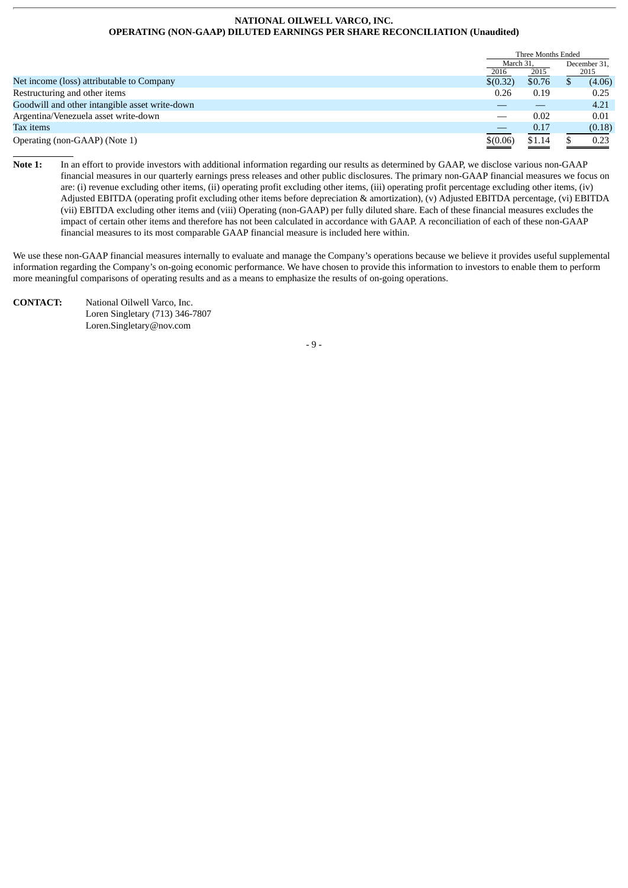**NATIONAL OILWELL VARCO, INC.**
**OPERATING (NON-GAAP) DILUTED EARNINGS PER SHARE RECONCILIATION (Unaudited)**

| | Three Months Ended | | |
|---|---|---|---|
| | March 31, | | December 31, |
| | 2016 | 2015 | 2015 |
| Net income (loss) attributable to Company | $(0.32) | $0.76 | $ (4.06) |
| Restructuring and other items | 0.26 | 0.19 | 0.25 |
| Goodwill and other intangible asset write-down | — | — | 4.21 |
| Argentina/Venezuela asset write-down | — | 0.02 | 0.01 |
| Tax items | — | 0.17 | (0.18) |
| Operating (non-GAAP) (Note 1) | $(0.06) | $1.14 | $ 0.23 |

**Note 1:** In an effort to provide investors with additional information regarding our results as determined by GAAP, we disclose various non-GAAP financial measures in our quarterly earnings press releases and other public disclosures. The primary non-GAAP financial measures we focus on are: (i) revenue excluding other items, (ii) operating profit excluding other items, (iii) operating profit percentage excluding other items, (iv) Adjusted EBITDA (operating profit excluding other items before depreciation & amortization), (v) Adjusted EBITDA percentage, (vi) EBITDA (vii) EBITDA excluding other items and (viii) Operating (non-GAAP) per fully diluted share. Each of these financial measures excludes the impact of certain other items and therefore has not been calculated in accordance with GAAP. A reconciliation of each of these non-GAAP financial measures to its most comparable GAAP financial measure is included here within.

We use these non-GAAP financial measures internally to evaluate and manage the Company's operations because we believe it provides useful supplemental information regarding the Company's on-going economic performance. We have chosen to provide this information to investors to enable them to perform more meaningful comparisons of operating results and as a means to emphasize the results of on-going operations.

**CONTACT:** National Oilwell Varco, Inc.
Loren Singletary (713) 346-7807
Loren.Singletary@nov.com